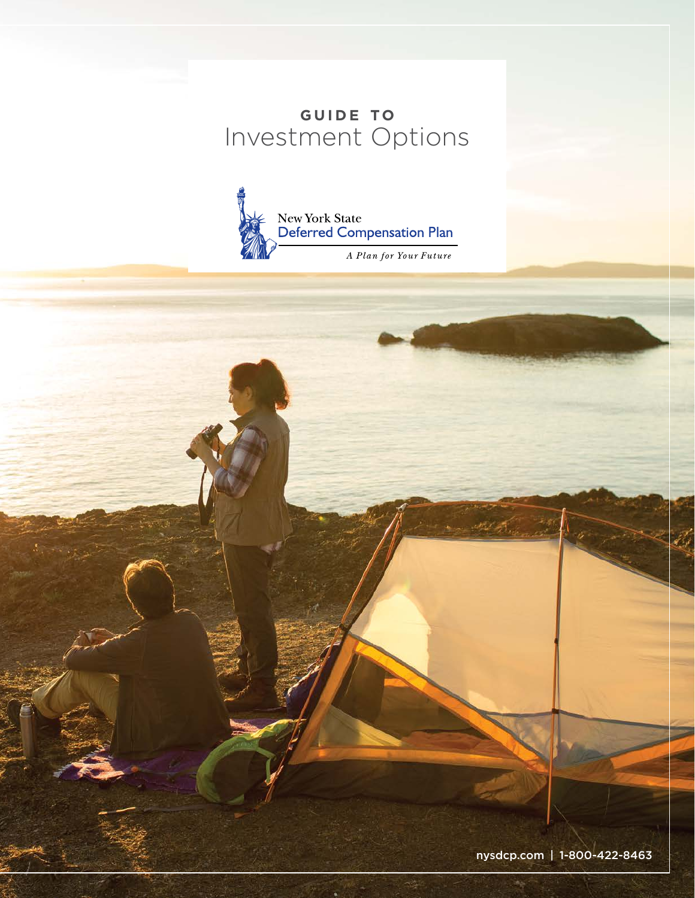# GUIDE TO Investment Options

New York State
Deferred Compensation Plan

*A Plan for Your Future*

nysdcp.com | 1-800-422-8463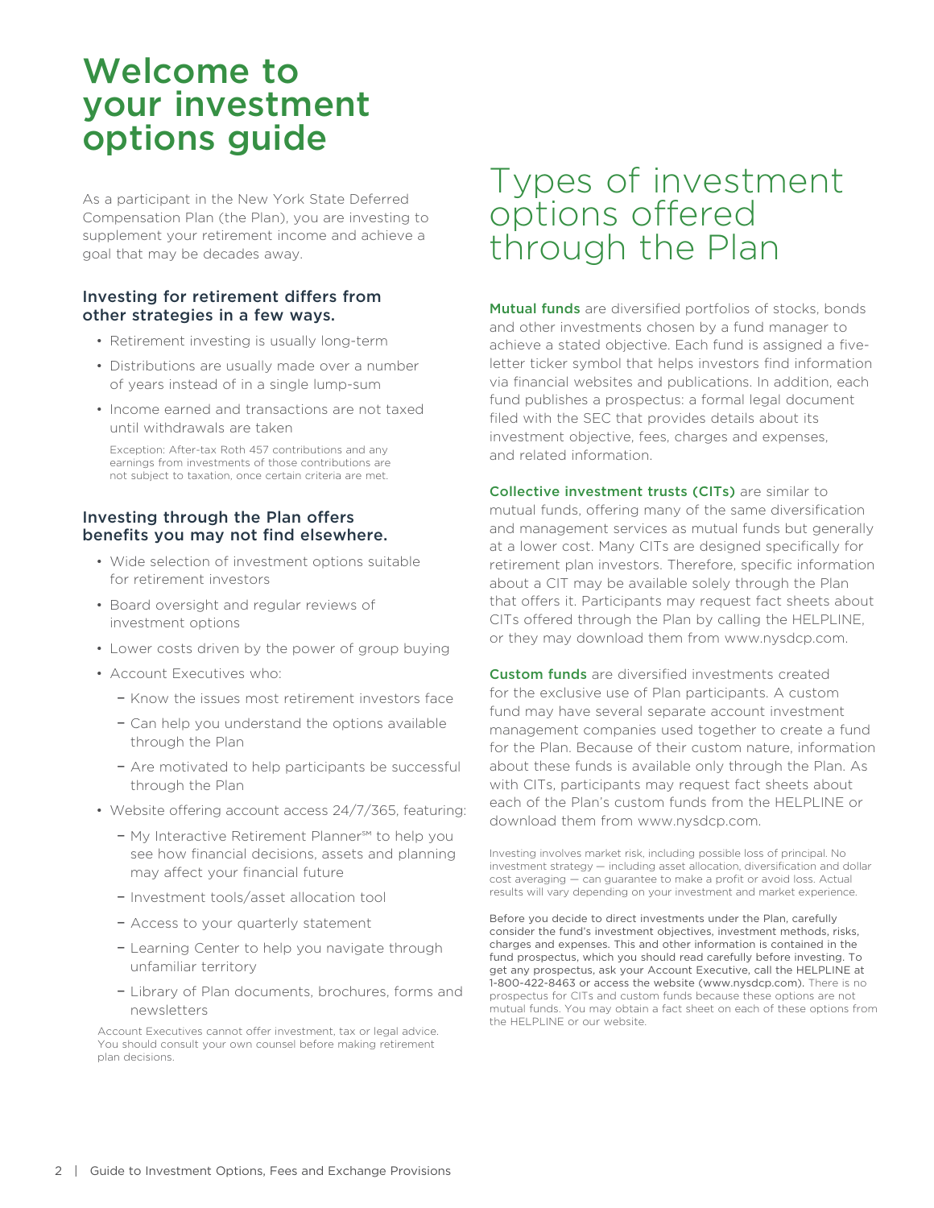# Welcome to your investment options guide

As a participant in the New York State Deferred Compensation Plan (the Plan), you are investing to supplement your retirement income and achieve a goal that may be decades away.

### Investing for retirement differs from other strategies in a few ways.

- Retirement investing is usually long-term
- Distributions are usually made over a number of years instead of in a single lump-sum
- Income earned and transactions are not taxed until withdrawals are taken

  Exception: After-tax Roth 457 contributions and any earnings from investments of those contributions are not subject to taxation, once certain criteria are met.

### Investing through the Plan offers benefits you may not find elsewhere.

- Wide selection of investment options suitable for retirement investors
- Board oversight and regular reviews of investment options
- Lower costs driven by the power of group buying
- Account Executives who:
  - Know the issues most retirement investors face
  - Can help you understand the options available through the Plan
  - Are motivated to help participants be successful through the Plan
- Website offering account access 24/7/365, featuring:
  - My Interactive Retirement Planner℠ to help you see how financial decisions, assets and planning may affect your financial future
  - Investment tools/asset allocation tool
  - Access to your quarterly statement
  - Learning Center to help you navigate through unfamiliar territory
  - Library of Plan documents, brochures, forms and newsletters

Account Executives cannot offer investment, tax or legal advice. You should consult your own counsel before making retirement plan decisions.

# Types of investment options offered through the Plan

**Mutual funds** are diversified portfolios of stocks, bonds and other investments chosen by a fund manager to achieve a stated objective. Each fund is assigned a five-letter ticker symbol that helps investors find information via financial websites and publications. In addition, each fund publishes a prospectus: a formal legal document filed with the SEC that provides details about its investment objective, fees, charges and expenses, and related information.

**Collective investment trusts (CITs)** are similar to mutual funds, offering many of the same diversification and management services as mutual funds but generally at a lower cost. Many CITs are designed specifically for retirement plan investors. Therefore, specific information about a CIT may be available solely through the Plan that offers it. Participants may request fact sheets about CITs offered through the Plan by calling the HELPLINE, or they may download them from www.nysdcp.com.

**Custom funds** are diversified investments created for the exclusive use of Plan participants. A custom fund may have several separate account investment management companies used together to create a fund for the Plan. Because of their custom nature, information about these funds is available only through the Plan. As with CITs, participants may request fact sheets about each of the Plan's custom funds from the HELPLINE or download them from www.nysdcp.com.

Investing involves market risk, including possible loss of principal. No investment strategy — including asset allocation, diversification and dollar cost averaging — can guarantee to make a profit or avoid loss. Actual results will vary depending on your investment and market experience.

Before you decide to direct investments under the Plan, carefully consider the fund's investment objectives, investment methods, risks, charges and expenses. This and other information is contained in the fund prospectus, which you should read carefully before investing. To get any prospectus, ask your Account Executive, call the HELPLINE at 1-800-422-8463 or access the website (www.nysdcp.com). There is no prospectus for CITs and custom funds because these options are not mutual funds. You may obtain a fact sheet on each of these options from the HELPLINE or our website.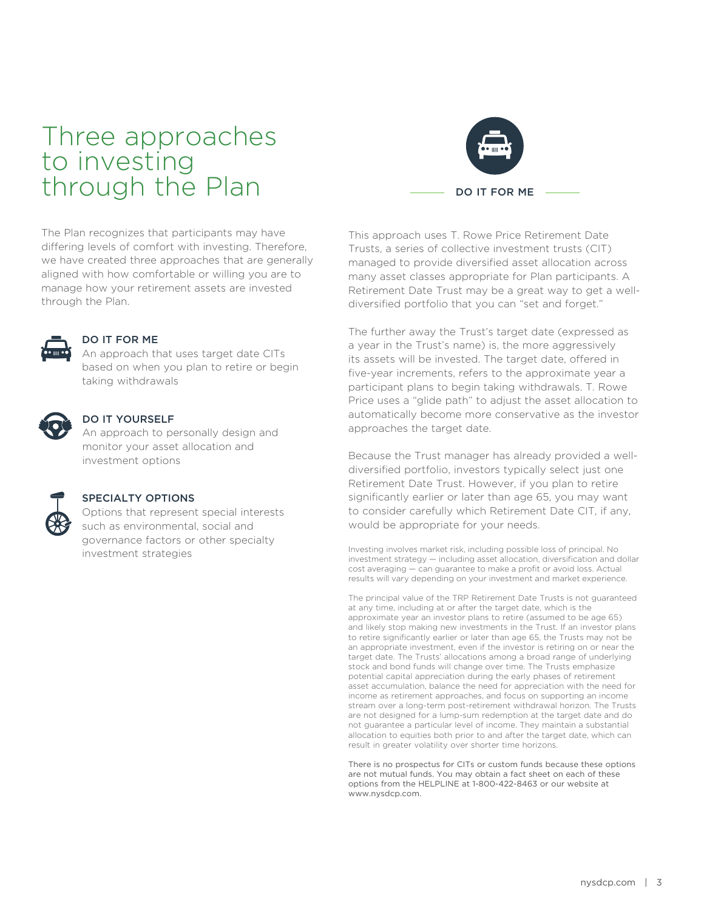# Three approaches to investing through the Plan

The Plan recognizes that participants may have differing levels of comfort with investing. Therefore, we have created three approaches that are generally aligned with how comfortable or willing you are to manage how your retirement assets are invested through the Plan.

**DO IT FOR ME**
An approach that uses target date CITs based on when you plan to retire or begin taking withdrawals

**DO IT YOURSELF**
An approach to personally design and monitor your asset allocation and investment options

**SPECIALTY OPTIONS**
Options that represent special interests such as environmental, social and governance factors or other specialty investment strategies

## DO IT FOR ME

This approach uses T. Rowe Price Retirement Date Trusts, a series of collective investment trusts (CIT) managed to provide diversified asset allocation across many asset classes appropriate for Plan participants. A Retirement Date Trust may be a great way to get a well-diversified portfolio that you can "set and forget."

The further away the Trust's target date (expressed as a year in the Trust's name) is, the more aggressively its assets will be invested. The target date, offered in five-year increments, refers to the approximate year a participant plans to begin taking withdrawals. T. Rowe Price uses a "glide path" to adjust the asset allocation to automatically become more conservative as the investor approaches the target date.

Because the Trust manager has already provided a well-diversified portfolio, investors typically select just one Retirement Date Trust. However, if you plan to retire significantly earlier or later than age 65, you may want to consider carefully which Retirement Date CIT, if any, would be appropriate for your needs.

Investing involves market risk, including possible loss of principal. No investment strategy — including asset allocation, diversification and dollar cost averaging — can guarantee to make a profit or avoid loss. Actual results will vary depending on your investment and market experience.

The principal value of the TRP Retirement Date Trusts is not guaranteed at any time, including at or after the target date, which is the approximate year an investor plans to retire (assumed to be age 65) and likely stop making new investments in the Trust. If an investor plans to retire significantly earlier or later than age 65, the Trusts may not be an appropriate investment, even if the investor is retiring on or near the target date. The Trusts' allocations among a broad range of underlying stock and bond funds will change over time. The Trusts emphasize potential capital appreciation during the early phases of retirement asset accumulation, balance the need for appreciation with the need for income as retirement approaches, and focus on supporting an income stream over a long-term post-retirement withdrawal horizon. The Trusts are not designed for a lump-sum redemption at the target date and do not guarantee a particular level of income. They maintain a substantial allocation to equities both prior to and after the target date, which can result in greater volatility over shorter time horizons.

There is no prospectus for CITs or custom funds because these options are not mutual funds. You may obtain a fact sheet on each of these options from the HELPLINE at 1-800-422-8463 or our website at www.nysdcp.com.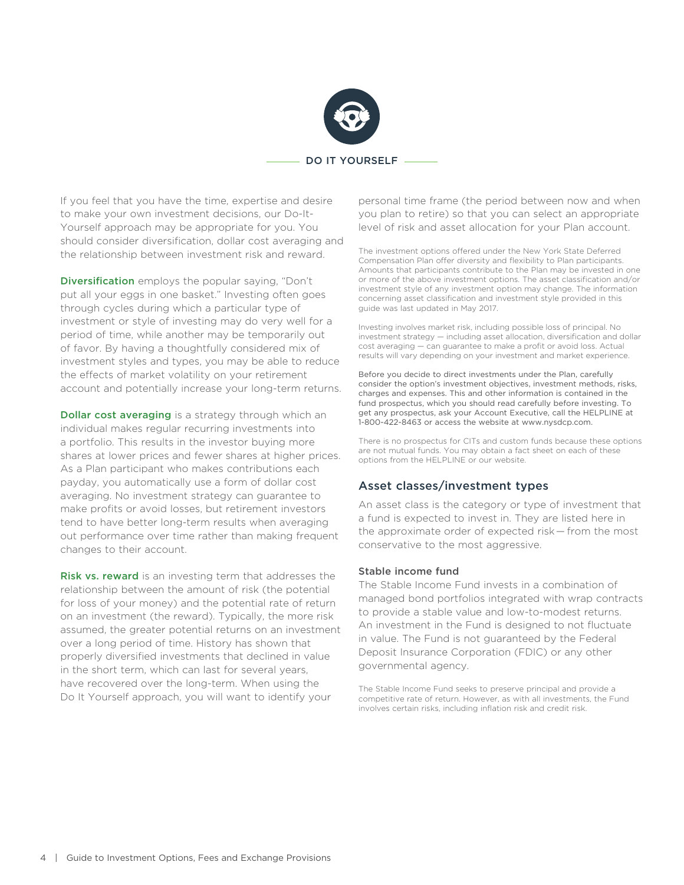## DO IT YOURSELF

If you feel that you have the time, expertise and desire to make your own investment decisions, our Do-It-Yourself approach may be appropriate for you. You should consider diversification, dollar cost averaging and the relationship between investment risk and reward.

**Diversification** employs the popular saying, "Don't put all your eggs in one basket." Investing often goes through cycles during which a particular type of investment or style of investing may do very well for a period of time, while another may be temporarily out of favor. By having a thoughtfully considered mix of investment styles and types, you may be able to reduce the effects of market volatility on your retirement account and potentially increase your long-term returns.

**Dollar cost averaging** is a strategy through which an individual makes regular recurring investments into a portfolio. This results in the investor buying more shares at lower prices and fewer shares at higher prices. As a Plan participant who makes contributions each payday, you automatically use a form of dollar cost averaging. No investment strategy can guarantee to make profits or avoid losses, but retirement investors tend to have better long-term results when averaging out performance over time rather than making frequent changes to their account.

**Risk vs. reward** is an investing term that addresses the relationship between the amount of risk (the potential for loss of your money) and the potential rate of return on an investment (the reward). Typically, the more risk assumed, the greater potential returns on an investment over a long period of time. History has shown that properly diversified investments that declined in value in the short term, which can last for several years, have recovered over the long-term. When using the Do It Yourself approach, you will want to identify your personal time frame (the period between now and when you plan to retire) so that you can select an appropriate level of risk and asset allocation for your Plan account.

The investment options offered under the New York State Deferred Compensation Plan offer diversity and flexibility to Plan participants. Amounts that participants contribute to the Plan may be invested in one or more of the above investment options. The asset classification and/or investment style of any investment option may change. The information concerning asset classification and investment style provided in this guide was last updated in May 2017.

Investing involves market risk, including possible loss of principal. No investment strategy — including asset allocation, diversification and dollar cost averaging — can guarantee to make a profit or avoid loss. Actual results will vary depending on your investment and market experience.

Before you decide to direct investments under the Plan, carefully consider the option's investment objectives, investment methods, risks, charges and expenses. This and other information is contained in the fund prospectus, which you should read carefully before investing. To get any prospectus, ask your Account Executive, call the HELPLINE at 1-800-422-8463 or access the website at www.nysdcp.com.

There is no prospectus for CITs and custom funds because these options are not mutual funds. You may obtain a fact sheet on each of these options from the HELPLINE or our website.

## Asset classes/investment types

An asset class is the category or type of investment that a fund is expected to invest in. They are listed here in the approximate order of expected risk — from the most conservative to the most aggressive.

### Stable income fund

The Stable Income Fund invests in a combination of managed bond portfolios integrated with wrap contracts to provide a stable value and low-to-modest returns. An investment in the Fund is designed to not fluctuate in value. The Fund is not guaranteed by the Federal Deposit Insurance Corporation (FDIC) or any other governmental agency.

The Stable Income Fund seeks to preserve principal and provide a competitive rate of return. However, as with all investments, the Fund involves certain risks, including inflation risk and credit risk.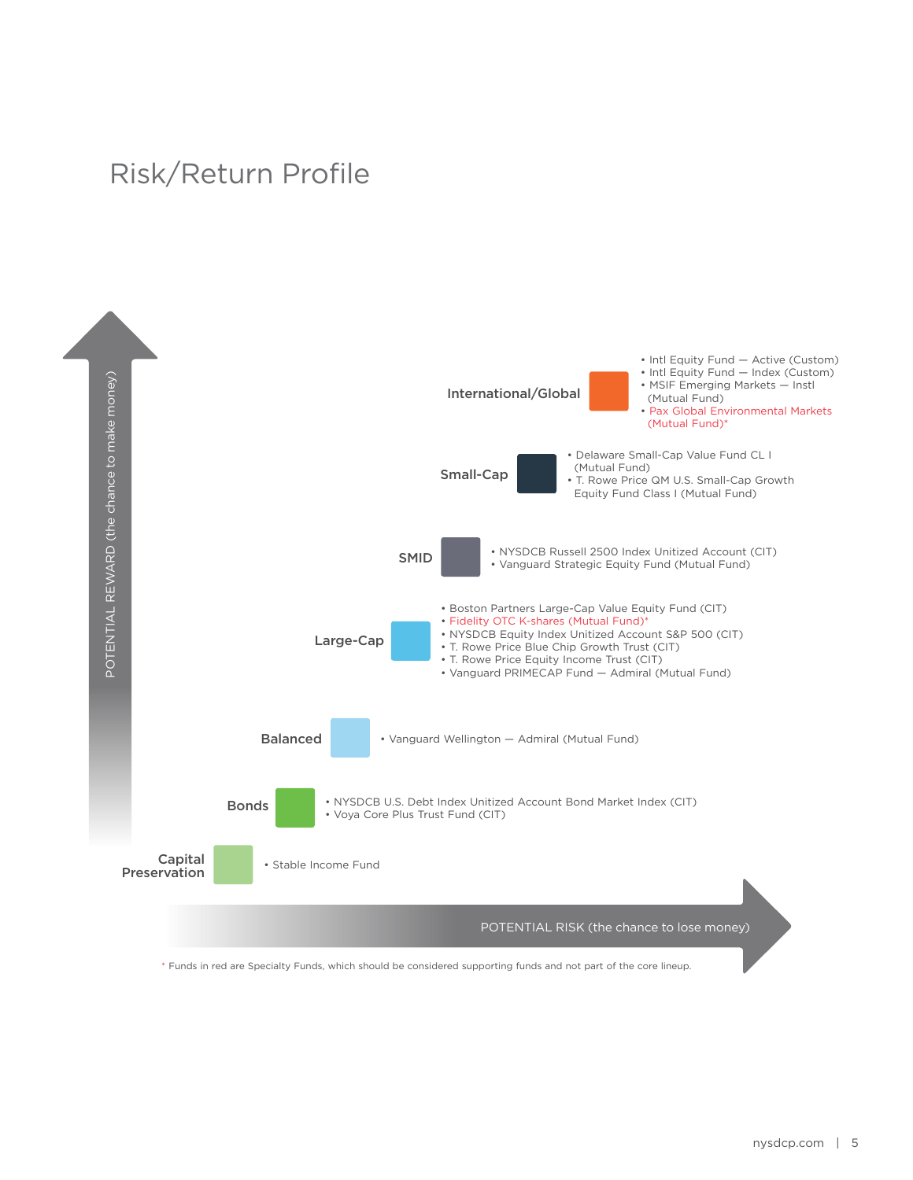# Risk/Return Profile

POTENTIAL REWARD (the chance to make money)

**International/Global**

- Intl Equity Fund — Active (Custom)
- Intl Equity Fund — Index (Custom)
- MSIF Emerging Markets — Instl (Mutual Fund)
- Pax Global Environmental Markets (Mutual Fund)*

**Small-Cap**

- Delaware Small-Cap Value Fund CL I (Mutual Fund)
- T. Rowe Price QM U.S. Small-Cap Growth Equity Fund Class I (Mutual Fund)

**SMID**

- NYSDCB Russell 2500 Index Unitized Account (CIT)
- Vanguard Strategic Equity Fund (Mutual Fund)

**Large-Cap**

- Boston Partners Large-Cap Value Equity Fund (CIT)
- Fidelity OTC K-shares (Mutual Fund)*
- NYSDCB Equity Index Unitized Account S&P 500 (CIT)
- T. Rowe Price Blue Chip Growth Trust (CIT)
- T. Rowe Price Equity Income Trust (CIT)
- Vanguard PRIMECAP Fund — Admiral (Mutual Fund)

**Balanced**

- Vanguard Wellington — Admiral (Mutual Fund)

**Bonds**

- NYSDCB U.S. Debt Index Unitized Account Bond Market Index (CIT)
- Voya Core Plus Trust Fund (CIT)

**Capital Preservation**

- Stable Income Fund

POTENTIAL RISK (the chance to lose money)

\* Funds in red are Specialty Funds, which should be considered supporting funds and not part of the core lineup.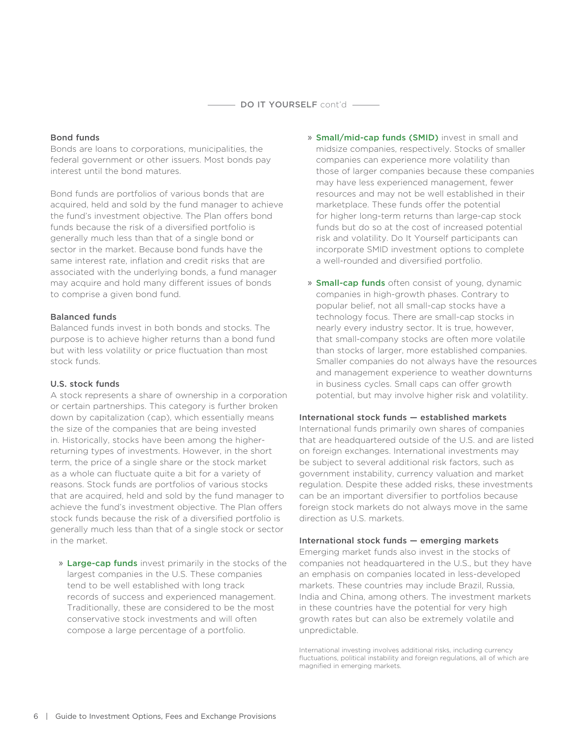## DO IT YOURSELF cont'd

### Bond funds

Bonds are loans to corporations, municipalities, the federal government or other issuers. Most bonds pay interest until the bond matures.

Bond funds are portfolios of various bonds that are acquired, held and sold by the fund manager to achieve the fund's investment objective. The Plan offers bond funds because the risk of a diversified portfolio is generally much less than that of a single bond or sector in the market. Because bond funds have the same interest rate, inflation and credit risks that are associated with the underlying bonds, a fund manager may acquire and hold many different issues of bonds to comprise a given bond fund.

### Balanced funds

Balanced funds invest in both bonds and stocks. The purpose is to achieve higher returns than a bond fund but with less volatility or price fluctuation than most stock funds.

### U.S. stock funds

A stock represents a share of ownership in a corporation or certain partnerships. This category is further broken down by capitalization (cap), which essentially means the size of the companies that are being invested in. Historically, stocks have been among the higher-returning types of investments. However, in the short term, the price of a single share or the stock market as a whole can fluctuate quite a bit for a variety of reasons. Stock funds are portfolios of various stocks that are acquired, held and sold by the fund manager to achieve the fund's investment objective. The Plan offers stock funds because the risk of a diversified portfolio is generally much less than that of a single stock or sector in the market.

- **Large-cap funds** invest primarily in the stocks of the largest companies in the U.S. These companies tend to be well established with long track records of success and experienced management. Traditionally, these are considered to be the most conservative stock investments and will often compose a large percentage of a portfolio.
- **Small/mid-cap funds (SMID)** invest in small and midsize companies, respectively. Stocks of smaller companies can experience more volatility than those of larger companies because these companies may have less experienced management, fewer resources and may not be well established in their marketplace. These funds offer the potential for higher long-term returns than large-cap stock funds but do so at the cost of increased potential risk and volatility. Do It Yourself participants can incorporate SMID investment options to complete a well-rounded and diversified portfolio.
- **Small-cap funds** often consist of young, dynamic companies in high-growth phases. Contrary to popular belief, not all small-cap stocks have a technology focus. There are small-cap stocks in nearly every industry sector. It is true, however, that small-company stocks are often more volatile than stocks of larger, more established companies. Smaller companies do not always have the resources and management experience to weather downturns in business cycles. Small caps can offer growth potential, but may involve higher risk and volatility.

### International stock funds — established markets

International funds primarily own shares of companies that are headquartered outside of the U.S. and are listed on foreign exchanges. International investments may be subject to several additional risk factors, such as government instability, currency valuation and market regulation. Despite these added risks, these investments can be an important diversifier to portfolios because foreign stock markets do not always move in the same direction as U.S. markets.

### International stock funds — emerging markets

Emerging market funds also invest in the stocks of companies not headquartered in the U.S., but they have an emphasis on companies located in less-developed markets. These countries may include Brazil, Russia, India and China, among others. The investment markets in these countries have the potential for very high growth rates but can also be extremely volatile and unpredictable.

International investing involves additional risks, including currency fluctuations, political instability and foreign regulations, all of which are magnified in emerging markets.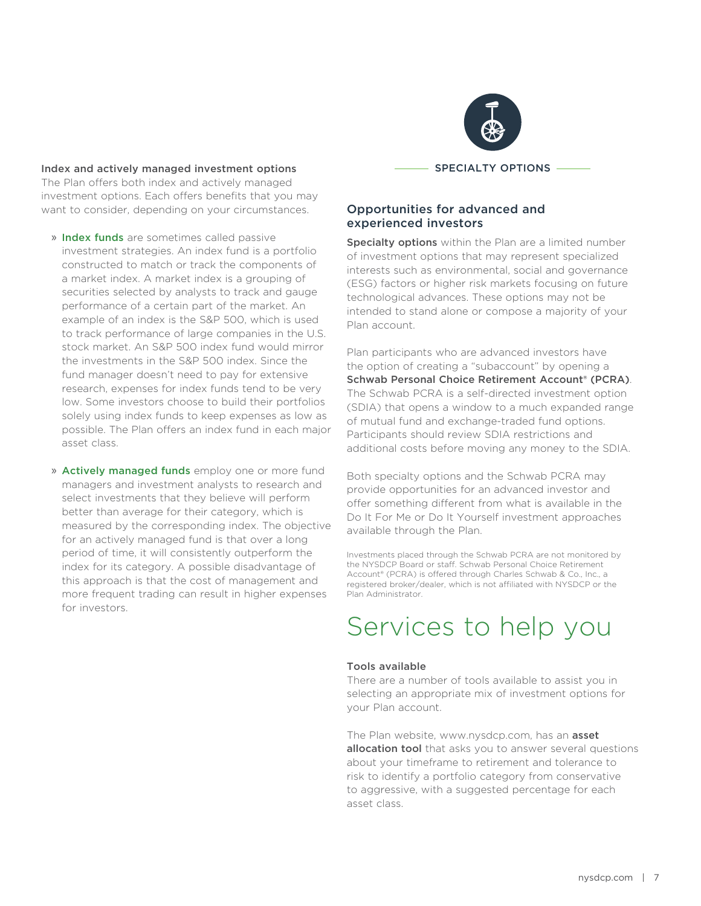### Index and actively managed investment options

The Plan offers both index and actively managed investment options. Each offers benefits that you may want to consider, depending on your circumstances.

» **Index funds** are sometimes called passive investment strategies. An index fund is a portfolio constructed to match or track the components of a market index. A market index is a grouping of securities selected by analysts to track and gauge performance of a certain part of the market. An example of an index is the S&P 500, which is used to track performance of large companies in the U.S. stock market. An S&P 500 index fund would mirror the investments in the S&P 500 index. Since the fund manager doesn't need to pay for extensive research, expenses for index funds tend to be very low. Some investors choose to build their portfolios solely using index funds to keep expenses as low as possible. The Plan offers an index fund in each major asset class.

» **Actively managed funds** employ one or more fund managers and investment analysts to research and select investments that they believe will perform better than average for their category, which is measured by the corresponding index. The objective for an actively managed fund is that over a long period of time, it will consistently outperform the index for its category. A possible disadvantage of this approach is that the cost of management and more frequent trading can result in higher expenses for investors.

SPECIALTY OPTIONS

## Opportunities for advanced and experienced investors

**Specialty options** within the Plan are a limited number of investment options that may represent specialized interests such as environmental, social and governance (ESG) factors or higher risk markets focusing on future technological advances. These options may not be intended to stand alone or compose a majority of your Plan account.

Plan participants who are advanced investors have the option of creating a "subaccount" by opening a **Schwab Personal Choice Retirement Account® (PCRA)**. The Schwab PCRA is a self-directed investment option (SDIA) that opens a window to a much expanded range of mutual fund and exchange-traded fund options. Participants should review SDIA restrictions and additional costs before moving any money to the SDIA.

Both specialty options and the Schwab PCRA may provide opportunities for an advanced investor and offer something different from what is available in the Do It For Me or Do It Yourself investment approaches available through the Plan.

Investments placed through the Schwab PCRA are not monitored by the NYSDCP Board or staff. Schwab Personal Choice Retirement Account® (PCRA) is offered through Charles Schwab & Co., Inc., a registered broker/dealer, which is not affiliated with NYSDCP or the Plan Administrator.

# Services to help you

### Tools available

There are a number of tools available to assist you in selecting an appropriate mix of investment options for your Plan account.

The Plan website, www.nysdcp.com, has an **asset allocation tool** that asks you to answer several questions about your timeframe to retirement and tolerance to risk to identify a portfolio category from conservative to aggressive, with a suggested percentage for each asset class.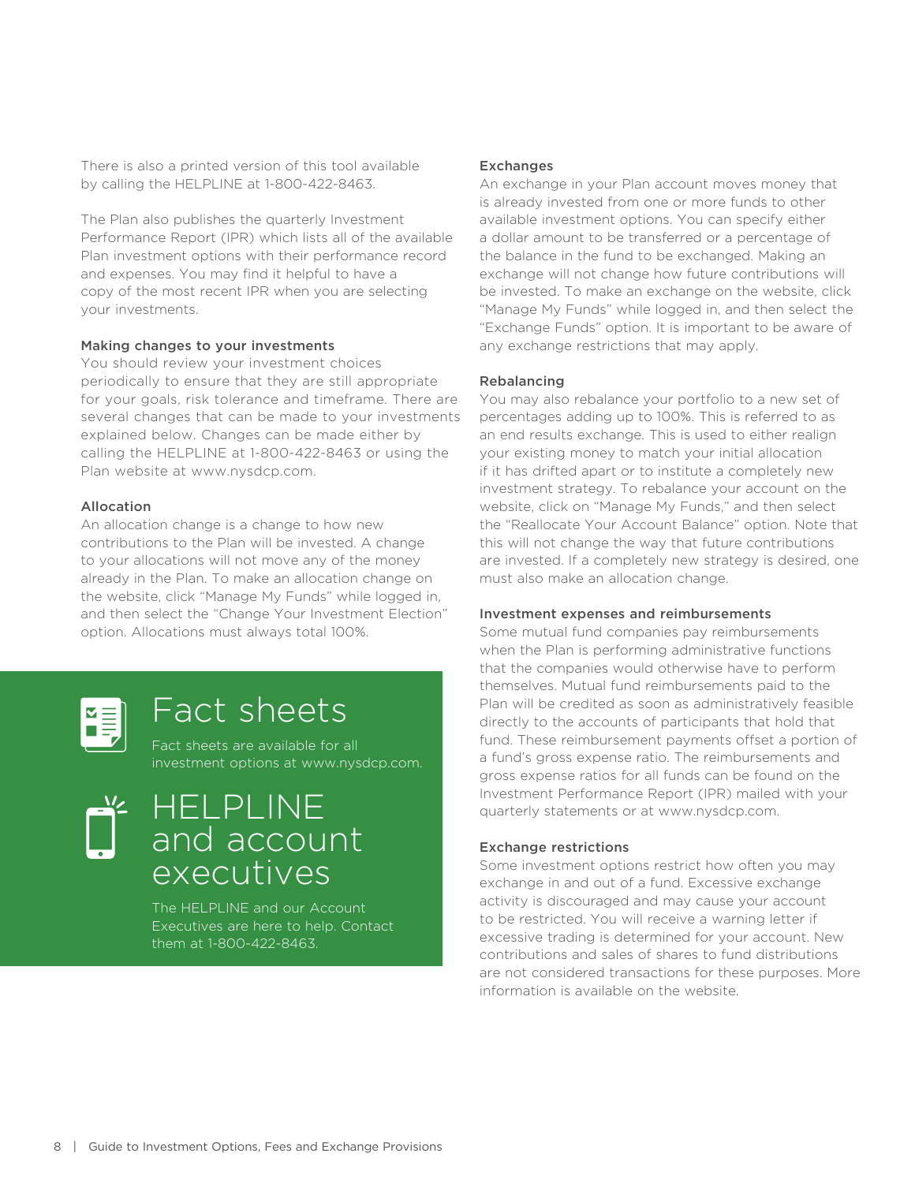There is also a printed version of this tool available by calling the HELPLINE at 1-800-422-8463.

The Plan also publishes the quarterly Investment Performance Report (IPR) which lists all of the available Plan investment options with their performance record and expenses. You may find it helpful to have a copy of the most recent IPR when you are selecting your investments.

### Making changes to your investments

You should review your investment choices periodically to ensure that they are still appropriate for your goals, risk tolerance and timeframe. There are several changes that can be made to your investments explained below. Changes can be made either by calling the HELPLINE at 1-800-422-8463 or using the Plan website at www.nysdcp.com.

### Allocation

An allocation change is a change to how new contributions to the Plan will be invested. A change to your allocations will not move any of the money already in the Plan. To make an allocation change on the website, click "Manage My Funds" while logged in, and then select the "Change Your Investment Election" option. Allocations must always total 100%.

## Fact sheets

Fact sheets are available for all investment options at www.nysdcp.com.

## HELPLINE and account executives

The HELPLINE and our Account Executives are here to help. Contact them at 1-800-422-8463.

### Exchanges

An exchange in your Plan account moves money that is already invested from one or more funds to other available investment options. You can specify either a dollar amount to be transferred or a percentage of the balance in the fund to be exchanged. Making an exchange will not change how future contributions will be invested. To make an exchange on the website, click "Manage My Funds" while logged in, and then select the "Exchange Funds" option. It is important to be aware of any exchange restrictions that may apply.

### Rebalancing

You may also rebalance your portfolio to a new set of percentages adding up to 100%. This is referred to as an end results exchange. This is used to either realign your existing money to match your initial allocation if it has drifted apart or to institute a completely new investment strategy. To rebalance your account on the website, click on "Manage My Funds," and then select the "Reallocate Your Account Balance" option. Note that this will not change the way that future contributions are invested. If a completely new strategy is desired, one must also make an allocation change.

### Investment expenses and reimbursements

Some mutual fund companies pay reimbursements when the Plan is performing administrative functions that the companies would otherwise have to perform themselves. Mutual fund reimbursements paid to the Plan will be credited as soon as administratively feasible directly to the accounts of participants that hold that fund. These reimbursement payments offset a portion of a fund's gross expense ratio. The reimbursements and gross expense ratios for all funds can be found on the Investment Performance Report (IPR) mailed with your quarterly statements or at www.nysdcp.com.

### Exchange restrictions

Some investment options restrict how often you may exchange in and out of a fund. Excessive exchange activity is discouraged and may cause your account to be restricted. You will receive a warning letter if excessive trading is determined for your account. New contributions and sales of shares to fund distributions are not considered transactions for these purposes. More information is available on the website.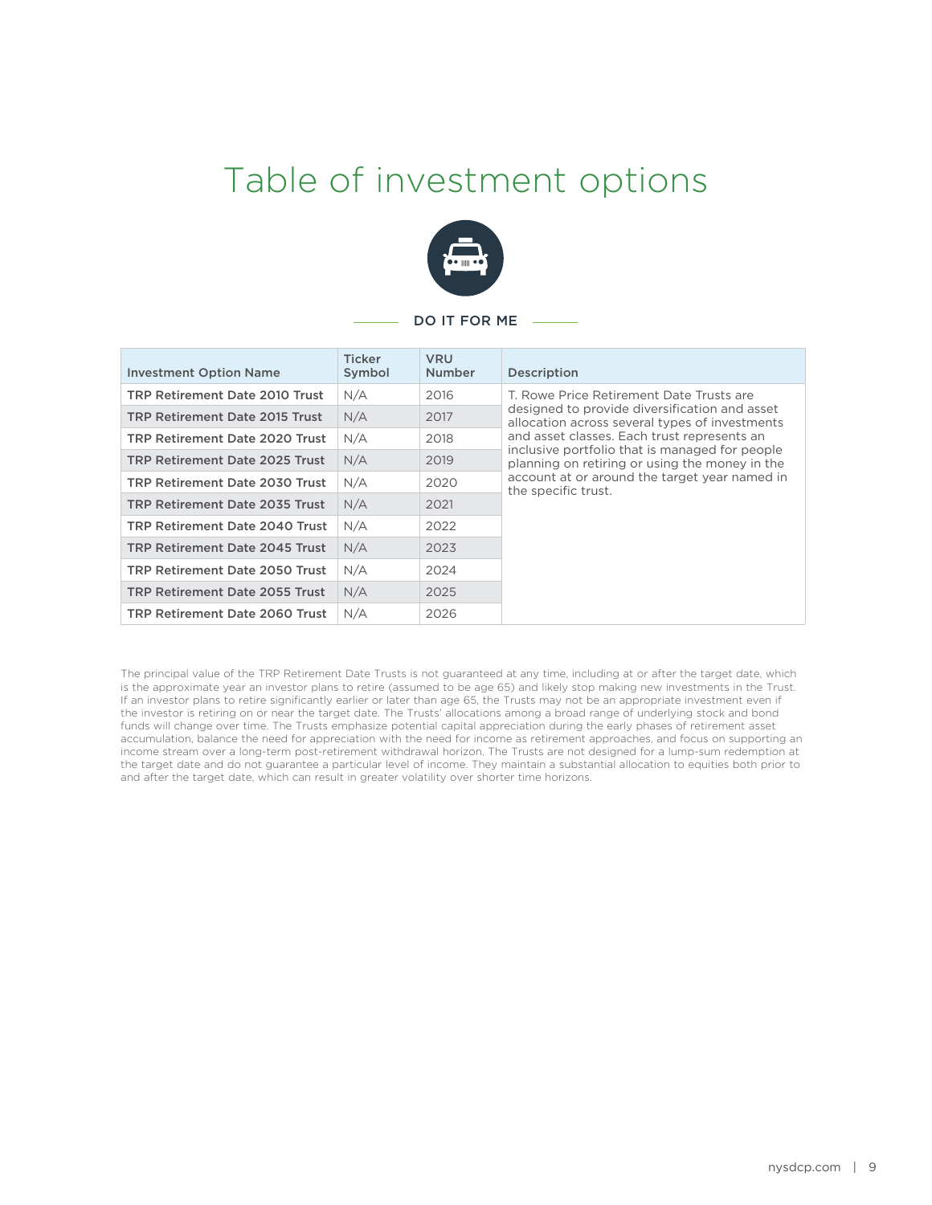# Table of investment options

DO IT FOR ME

| Investment Option Name | Ticker Symbol | VRU Number | Description |
|---|---|---|---|
| **TRP Retirement Date 2010 Trust** | N/A | 2016 | T. Rowe Price Retirement Date Trusts are designed to provide diversification and asset allocation across several types of investments and asset classes. Each trust represents an inclusive portfolio that is managed for people planning on retiring or using the money in the account at or around the target year named in the specific trust. |
| **TRP Retirement Date 2015 Trust** | N/A | 2017 | |
| **TRP Retirement Date 2020 Trust** | N/A | 2018 | |
| **TRP Retirement Date 2025 Trust** | N/A | 2019 | |
| **TRP Retirement Date 2030 Trust** | N/A | 2020 | |
| **TRP Retirement Date 2035 Trust** | N/A | 2021 | |
| **TRP Retirement Date 2040 Trust** | N/A | 2022 | |
| **TRP Retirement Date 2045 Trust** | N/A | 2023 | |
| **TRP Retirement Date 2050 Trust** | N/A | 2024 | |
| **TRP Retirement Date 2055 Trust** | N/A | 2025 | |
| **TRP Retirement Date 2060 Trust** | N/A | 2026 | |

The principal value of the TRP Retirement Date Trusts is not guaranteed at any time, including at or after the target date, which is the approximate year an investor plans to retire (assumed to be age 65) and likely stop making new investments in the Trust. If an investor plans to retire significantly earlier or later than age 65, the Trusts may not be an appropriate investment even if the investor is retiring on or near the target date. The Trusts' allocations among a broad range of underlying stock and bond funds will change over time. The Trusts emphasize potential capital appreciation during the early phases of retirement asset accumulation, balance the need for appreciation with the need for income as retirement approaches, and focus on supporting an income stream over a long-term post-retirement withdrawal horizon. The Trusts are not designed for a lump-sum redemption at the target date and do not guarantee a particular level of income. They maintain a substantial allocation to equities both prior to and after the target date, which can result in greater volatility over shorter time horizons.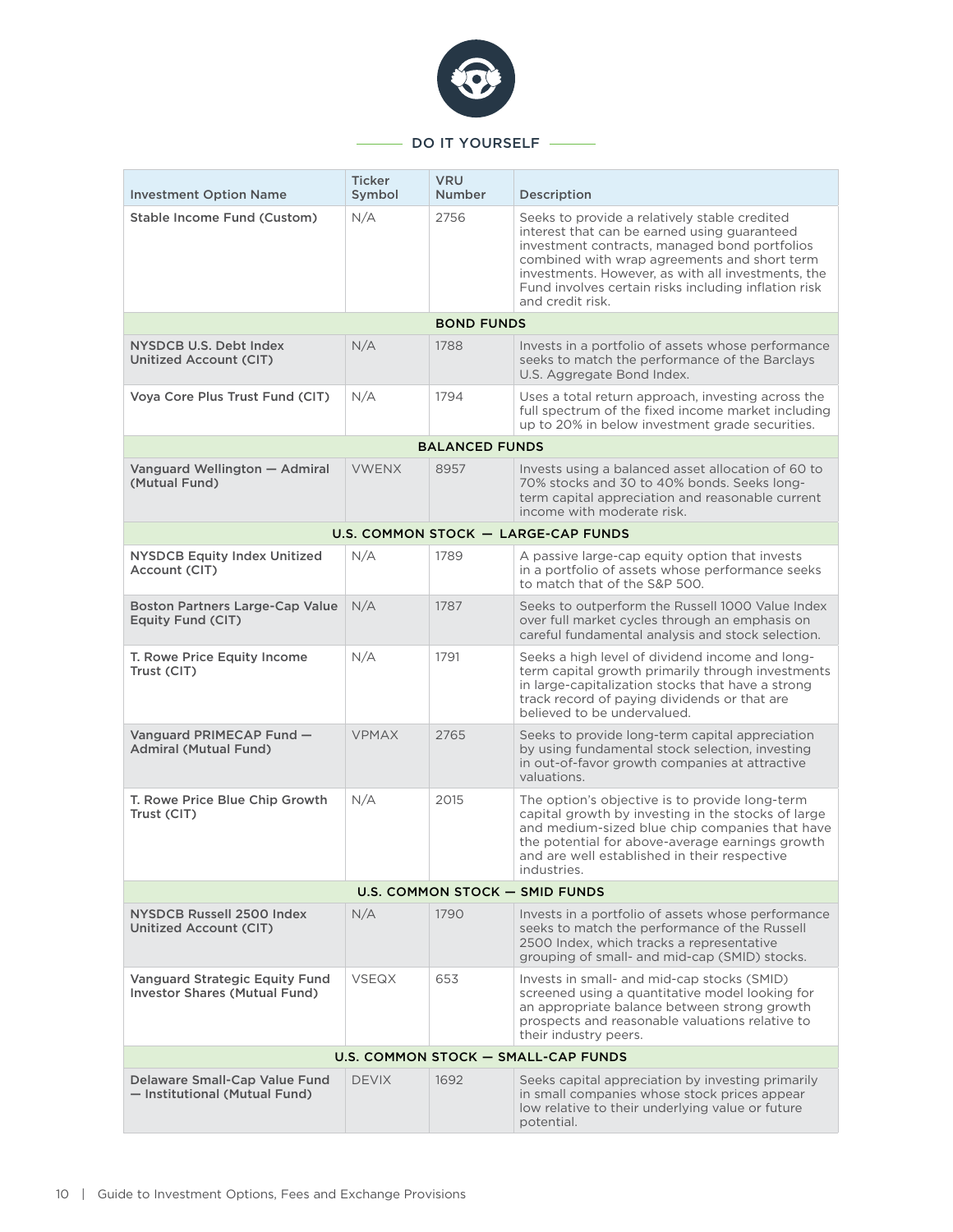## DO IT YOURSELF

| Investment Option Name | Ticker Symbol | VRU Number | Description |
|---|---|---|---|
| **Stable Income Fund (Custom)** | N/A | 2756 | Seeks to provide a relatively stable credited interest that can be earned using guaranteed investment contracts, managed bond portfolios combined with wrap agreements and short term investments. However, as with all investments, the Fund involves certain risks including inflation risk and credit risk. |
| **BOND FUNDS** | | | |
| **NYSDCB U.S. Debt Index Unitized Account (CIT)** | N/A | 1788 | Invests in a portfolio of assets whose performance seeks to match the performance of the Barclays U.S. Aggregate Bond Index. |
| **Voya Core Plus Trust Fund (CIT)** | N/A | 1794 | Uses a total return approach, investing across the full spectrum of the fixed income market including up to 20% in below investment grade securities. |
| **BALANCED FUNDS** | | | |
| **Vanguard Wellington — Admiral (Mutual Fund)** | VWENX | 8957 | Invests using a balanced asset allocation of 60 to 70% stocks and 30 to 40% bonds. Seeks long-term capital appreciation and reasonable current income with moderate risk. |
| **U.S. COMMON STOCK — LARGE-CAP FUNDS** | | | |
| **NYSDCB Equity Index Unitized Account (CIT)** | N/A | 1789 | A passive large-cap equity option that invests in a portfolio of assets whose performance seeks to match that of the S&P 500. |
| **Boston Partners Large-Cap Value Equity Fund (CIT)** | N/A | 1787 | Seeks to outperform the Russell 1000 Value Index over full market cycles through an emphasis on careful fundamental analysis and stock selection. |
| **T. Rowe Price Equity Income Trust (CIT)** | N/A | 1791 | Seeks a high level of dividend income and long-term capital growth primarily through investments in large-capitalization stocks that have a strong track record of paying dividends or that are believed to be undervalued. |
| **Vanguard PRIMECAP Fund — Admiral (Mutual Fund)** | VPMAX | 2765 | Seeks to provide long-term capital appreciation by using fundamental stock selection, investing in out-of-favor growth companies at attractive valuations. |
| **T. Rowe Price Blue Chip Growth Trust (CIT)** | N/A | 2015 | The option's objective is to provide long-term capital growth by investing in the stocks of large and medium-sized blue chip companies that have the potential for above-average earnings growth and are well established in their respective industries. |
| **U.S. COMMON STOCK — SMID FUNDS** | | | |
| **NYSDCB Russell 2500 Index Unitized Account (CIT)** | N/A | 1790 | Invests in a portfolio of assets whose performance seeks to match the performance of the Russell 2500 Index, which tracks a representative grouping of small- and mid-cap (SMID) stocks. |
| **Vanguard Strategic Equity Fund Investor Shares (Mutual Fund)** | VSEQX | 653 | Invests in small- and mid-cap stocks (SMID) screened using a quantitative model looking for an appropriate balance between strong growth prospects and reasonable valuations relative to their industry peers. |
| **U.S. COMMON STOCK — SMALL-CAP FUNDS** | | | |
| **Delaware Small-Cap Value Fund — Institutional (Mutual Fund)** | DEVIX | 1692 | Seeks capital appreciation by investing primarily in small companies whose stock prices appear low relative to their underlying value or future potential. |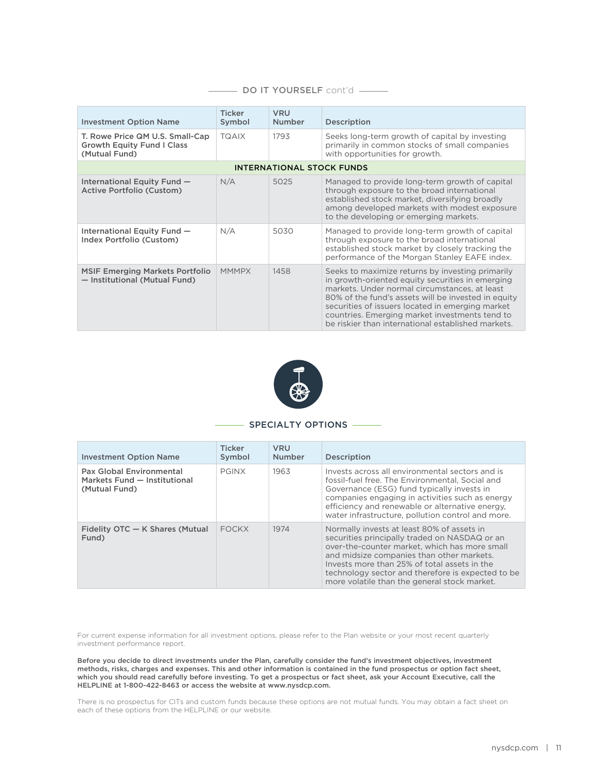## DO IT YOURSELF cont'd

| Investment Option Name | Ticker Symbol | VRU Number | Description |
|---|---|---|---|
| **T. Rowe Price QM U.S. Small-Cap Growth Equity Fund I Class (Mutual Fund)** | TQAIX | 1793 | Seeks long-term growth of capital by investing primarily in common stocks of small companies with opportunities for growth. |
| **INTERNATIONAL STOCK FUNDS** | | | |
| **International Equity Fund — Active Portfolio (Custom)** | N/A | 5025 | Managed to provide long-term growth of capital through exposure to the broad international established stock market, diversifying broadly among developed markets with modest exposure to the developing or emerging markets. |
| **International Equity Fund — Index Portfolio (Custom)** | N/A | 5030 | Managed to provide long-term growth of capital through exposure to the broad international established stock market by closely tracking the performance of the Morgan Stanley EAFE index. |
| **MSIF Emerging Markets Portfolio — Institutional (Mutual Fund)** | MMMPX | 1458 | Seeks to maximize returns by investing primarily in growth-oriented equity securities in emerging markets. Under normal circumstances, at least 80% of the fund's assets will be invested in equity securities of issuers located in emerging market countries. Emerging market investments tend to be riskier than international established markets. |

## SPECIALTY OPTIONS

| Investment Option Name | Ticker Symbol | VRU Number | Description |
|---|---|---|---|
| **Pax Global Environmental Markets Fund — Institutional (Mutual Fund)** | PGINX | 1963 | Invests across all environmental sectors and is fossil-fuel free. The Environmental, Social and Governance (ESG) fund typically invests in companies engaging in activities such as energy efficiency and renewable or alternative energy, water infrastructure, pollution control and more. |
| **Fidelity OTC — K Shares (Mutual Fund)** | FOCKX | 1974 | Normally invests at least 80% of assets in securities principally traded on NASDAQ or an over-the-counter market, which has more small and midsize companies than other markets. Invests more than 25% of total assets in the technology sector and therefore is expected to be more volatile than the general stock market. |

For current expense information for all investment options, please refer to the Plan website or your most recent quarterly investment performance report.

**Before you decide to direct investments under the Plan, carefully consider the fund's investment objectives, investment methods, risks, charges and expenses. This and other information is contained in the fund prospectus or option fact sheet, which you should read carefully before investing. To get a prospectus or fact sheet, ask your Account Executive, call the HELPLINE at 1-800-422-8463 or access the website at www.nysdcp.com.**

There is no prospectus for CITs and custom funds because these options are not mutual funds. You may obtain a fact sheet on each of these options from the HELPLINE or our website.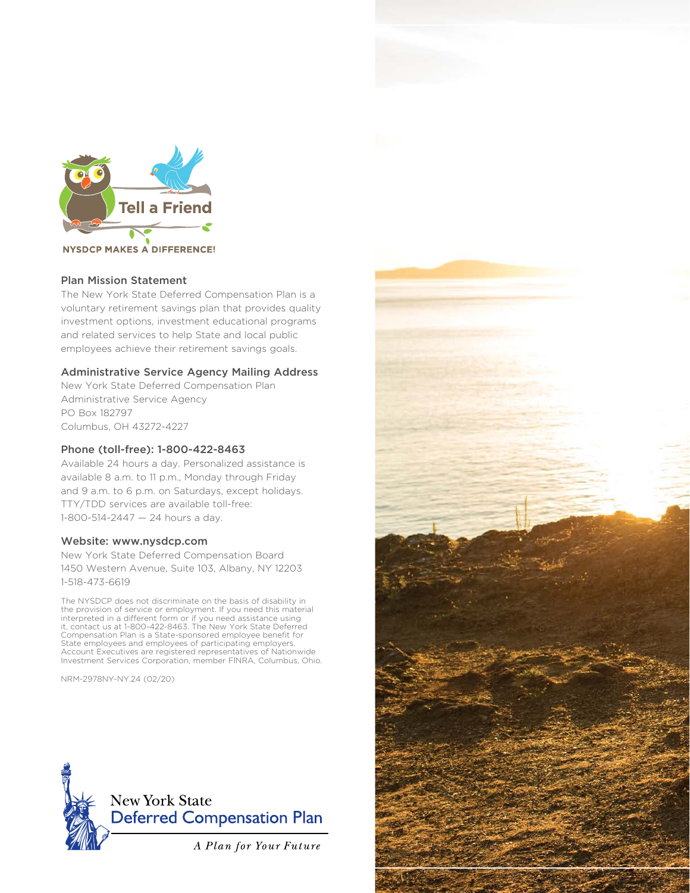Tell a Friend

NYSDCP MAKES A DIFFERENCE!

### Plan Mission Statement

The New York State Deferred Compensation Plan is a voluntary retirement savings plan that provides quality investment options, investment educational programs and related services to help State and local public employees achieve their retirement savings goals.

### Administrative Service Agency Mailing Address

New York State Deferred Compensation Plan
Administrative Service Agency
PO Box 182797
Columbus, OH 43272-4227

### Phone (toll-free): 1-800-422-8463

Available 24 hours a day. Personalized assistance is available 8 a.m. to 11 p.m., Monday through Friday and 9 a.m. to 6 p.m. on Saturdays, except holidays. TTY/TDD services are available toll-free: 1-800-514-2447 — 24 hours a day.

### Website: www.nysdcp.com

New York State Deferred Compensation Board
1450 Western Avenue, Suite 103, Albany, NY 12203
1-518-473-6619

The NYSDCP does not discriminate on the basis of disability in the provision of service or employment. If you need this material interpreted in a different form or if you need assistance using it, contact us at 1-800-422-8463. The New York State Deferred Compensation Plan is a State-sponsored employee benefit for State employees and employees of participating employers. Account Executives are registered representatives of Nationwide Investment Services Corporation, member FINRA, Columbus, Ohio.

NRM-2978NY-NY.24 (02/20)

New York State
Deferred Compensation Plan

*A Plan for Your Future*